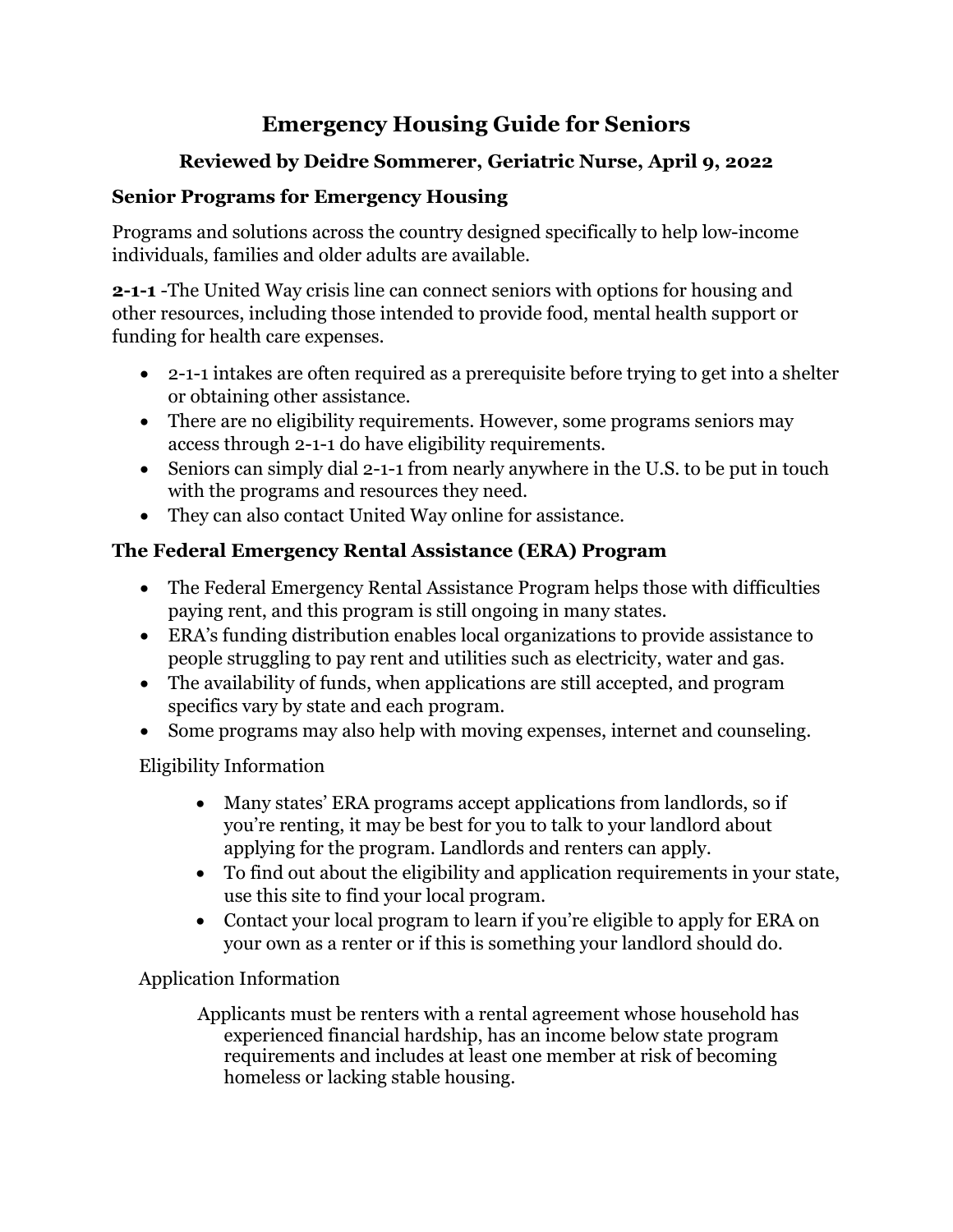# Emergency Housing Guide for Seniors

## Reviewed by Deidre Sommerer, Geriatric Nurse, April 9, 2022

### Senior Programs for Emergency Housing

Programs and solutions across the country designed specifically to help low-income individuals, families and older adults are available.

**2-1-1** -The United Way crisis line can connect seniors with options for housing and other resources, including those intended to provide food, mental health support or funding for health care expenses.

- 2-1-1 intakes are often required as a prerequisite before trying to get into a shelter or obtaining other assistance.
- There are no eligibility requirements. However, some programs seniors may access through 2-1-1 do have eligibility requirements.
- Seniors can simply dial 2-1-1 from nearly anywhere in the U.S. to be put in touch with the programs and resources they need.
- They can also contact United Way online for assistance.

### The Federal Emergency Rental Assistance (ERA) Program

- The Federal Emergency Rental Assistance Program helps those with difficulties paying rent, and this program is still ongoing in many states.
- ERA's funding distribution enables local organizations to provide assistance to people struggling to pay rent and utilities such as electricity, water and gas.
- The availability of funds, when applications are still accepted, and program specifics vary by state and each program.
- Some programs may also help with moving expenses, internet and counseling.

Eligibility Information

- Many states' ERA programs accept applications from landlords, so if you're renting, it may be best for you to talk to your landlord about applying for the program. Landlords and renters can apply.
- To find out about the eligibility and application requirements in your state, use this site to find your local program.
- Contact your local program to learn if you're eligible to apply for ERA on your own as a renter or if this is something your landlord should do.

Application Information

Applicants must be renters with a rental agreement whose household has experienced financial hardship, has an income below state program requirements and includes at least one member at risk of becoming homeless or lacking stable housing.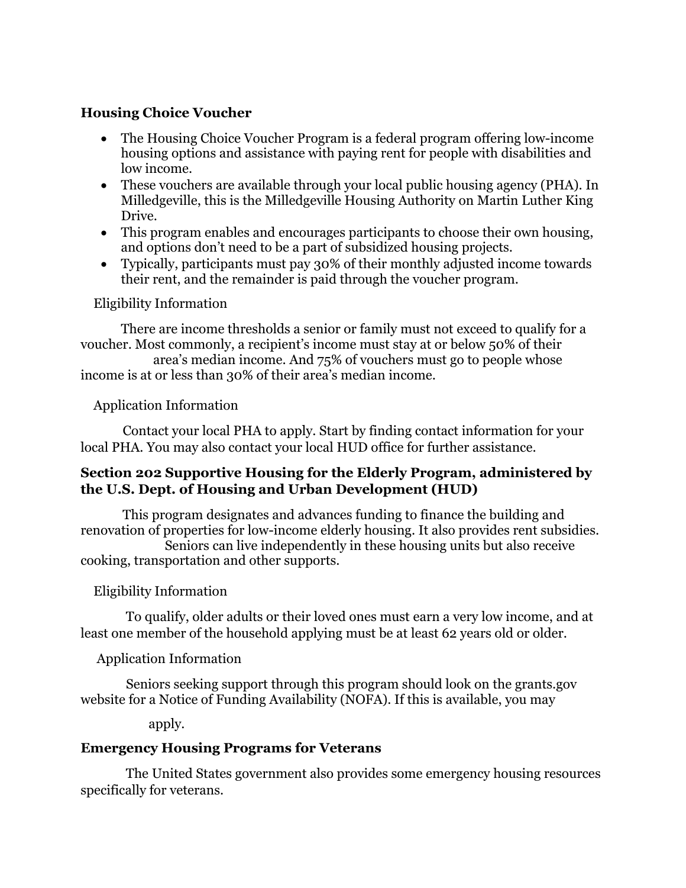**Housing Choice Voucher**

- The Housing Choice Voucher Program is a federal program offering low-income housing options and assistance with paying rent for people with disabilities and low income.
- These vouchers are available through your local public housing agency (PHA). In Milledgeville, this is the Milledgeville Housing Authority on Martin Luther King Drive.
- This program enables and encourages participants to choose their own housing, and options don't need to be a part of subsidized housing projects.
- Typically, participants must pay 30% of their monthly adjusted income towards their rent, and the remainder is paid through the voucher program.

Eligibility Information

There are income thresholds a senior or family must not exceed to qualify for a voucher. Most commonly, a recipient's income must stay at or below 50% of their area's median income. And 75% of vouchers must go to people whose income is at or less than 30% of their area's median income.

Application Information

Contact your local PHA to apply. Start by finding contact information for your local PHA. You may also contact your local HUD office for further assistance.

**Section 202 Supportive Housing for the Elderly Program, administered by the U.S. Dept. of Housing and Urban Development (HUD)**

This program designates and advances funding to finance the building and renovation of properties for low-income elderly housing. It also provides rent subsidies. Seniors can live independently in these housing units but also receive cooking, transportation and other supports.

Eligibility Information

To qualify, older adults or their loved ones must earn a very low income, and at least one member of the household applying must be at least 62 years old or older.

Application Information

Seniors seeking support through this program should look on the grants.gov website for a Notice of Funding Availability (NOFA). If this is available, you may apply.

**Emergency Housing Programs for Veterans**

The United States government also provides some emergency housing resources specifically for veterans.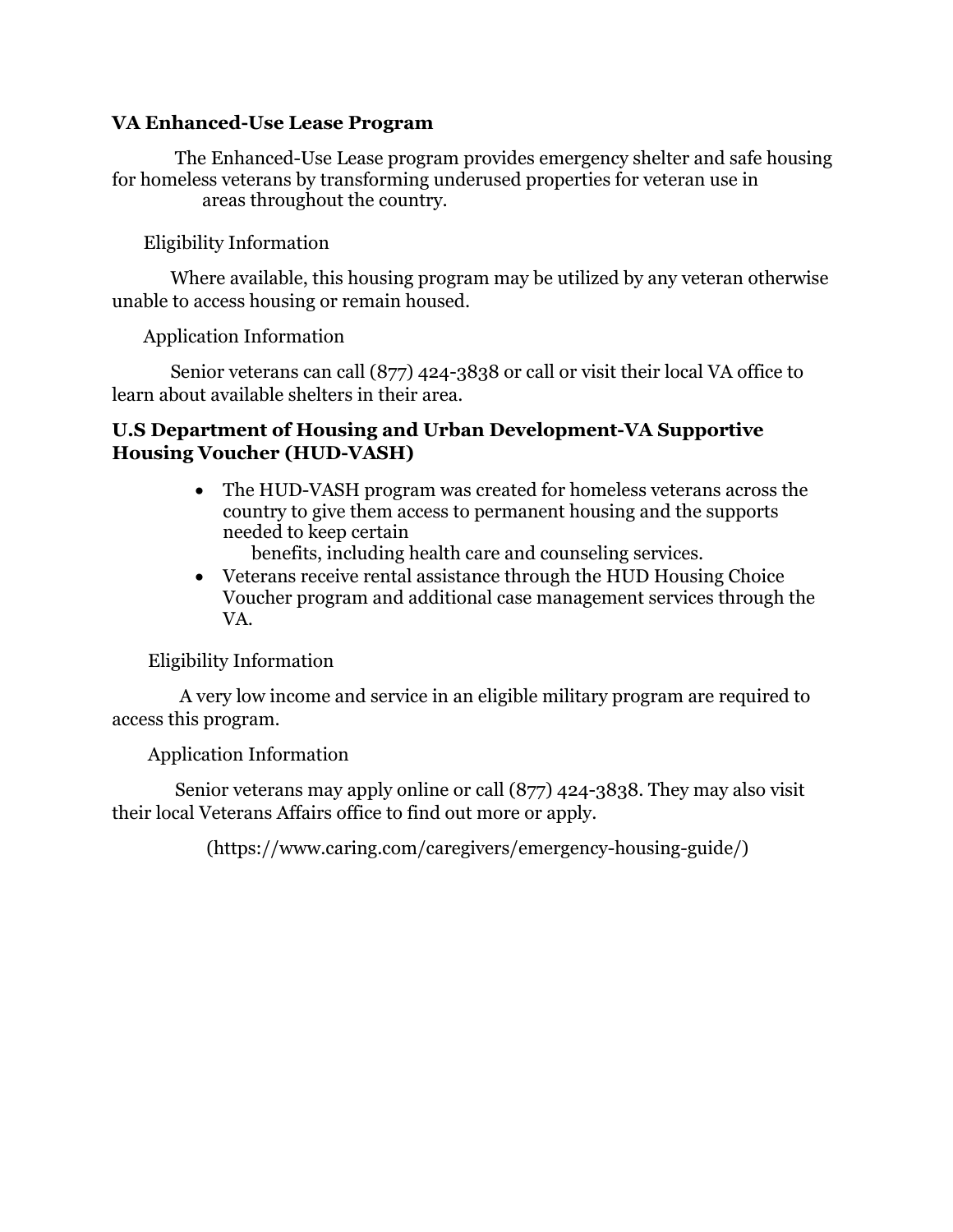**VA Enhanced-Use Lease Program**

The Enhanced-Use Lease program provides emergency shelter and safe housing for homeless veterans by transforming underused properties for veteran use in areas throughout the country.

Eligibility Information

Where available, this housing program may be utilized by any veteran otherwise unable to access housing or remain housed.

Application Information

Senior veterans can call (877) 424-3838 or call or visit their local VA office to learn about available shelters in their area.

**U.S Department of Housing and Urban Development-VA Supportive Housing Voucher (HUD-VASH)**

- The HUD-VASH program was created for homeless veterans across the country to give them access to permanent housing and the supports needed to keep certain benefits, including health care and counseling services.
- Veterans receive rental assistance through the HUD Housing Choice Voucher program and additional case management services through the VA.

Eligibility Information

A very low income and service in an eligible military program are required to access this program.

Application Information

Senior veterans may apply online or call (877) 424-3838. They may also visit their local Veterans Affairs office to find out more or apply.

(https://www.caring.com/caregivers/emergency-housing-guide/)